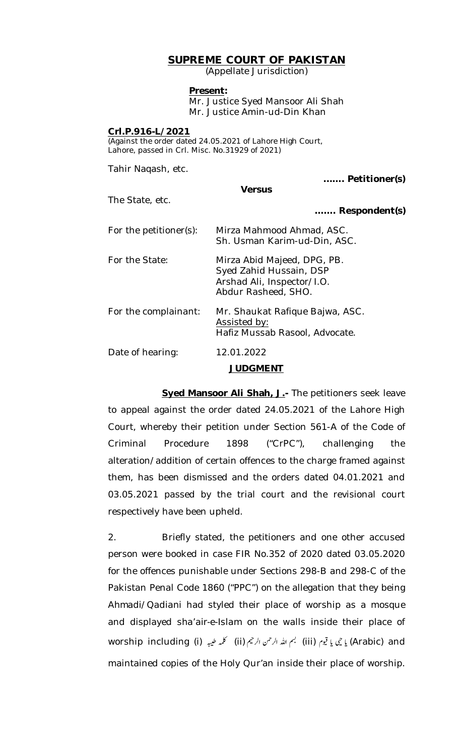# SUPREME COURT OF PAKISTAN

(Appellate Jurisdiction)

**Present:**

Mr. Justice Syed Mansoor Ali Shah
Mr. Justice Amin-ud-Din Khan

**Crl.P.916-L/2021**

(Against the order dated 24.05.2021 of Lahore High Court, Lahore, passed in Crl. Misc. No.31929 of 2021)

Tahir Naqash, etc.

**……. Petitioner(s)**

**Versus**

The State, etc.

**……. Respondent(s)**

For the petitioner(s): Mirza Mahmood Ahmad, ASC.
Sh. Usman Karim-ud-Din, ASC.

For the State: Mirza Abid Majeed, DPG, PB.
Syed Zahid Hussain, DSP
Arshad Ali, Inspector/I.O.
Abdur Rasheed, SHO.

For the complainant: Mr. Shaukat Rafique Bajwa, ASC.
Assisted by:
Hafiz Mussab Rasool, Advocate.

Date of hearing: 12.01.2022

## JUDGMENT

**Syed Mansoor Ali Shah, J.-** The petitioners seek leave to appeal against the order dated 24.05.2021 of the Lahore High Court, whereby their petition under Section 561-A of the Code of Criminal Procedure 1898 ("CrPC"), challenging the alteration/addition of certain offences to the charge framed against them, has been dismissed and the orders dated 04.01.2021 and 03.05.2021 passed by the trial court and the revisional court respectively have been upheld.

2. Briefly stated, the petitioners and one other accused person were booked in case FIR No.352 of 2020 dated 03.05.2020 for the offences punishable under Sections 298-B and 298-C of the Pakistan Penal Code 1860 ("PPC") on the allegation that they being Ahmadi/Qadiani had styled their place of worship as a mosque and displayed sha'air-e-Islam on the walls inside their place of worship including (i) کلمہ طیبہ (ii) بسم اللہ الرحمن الرحیم (iii) یا حی یا قیوم (Arabic) and maintained copies of the Holy Qur'an inside their place of worship.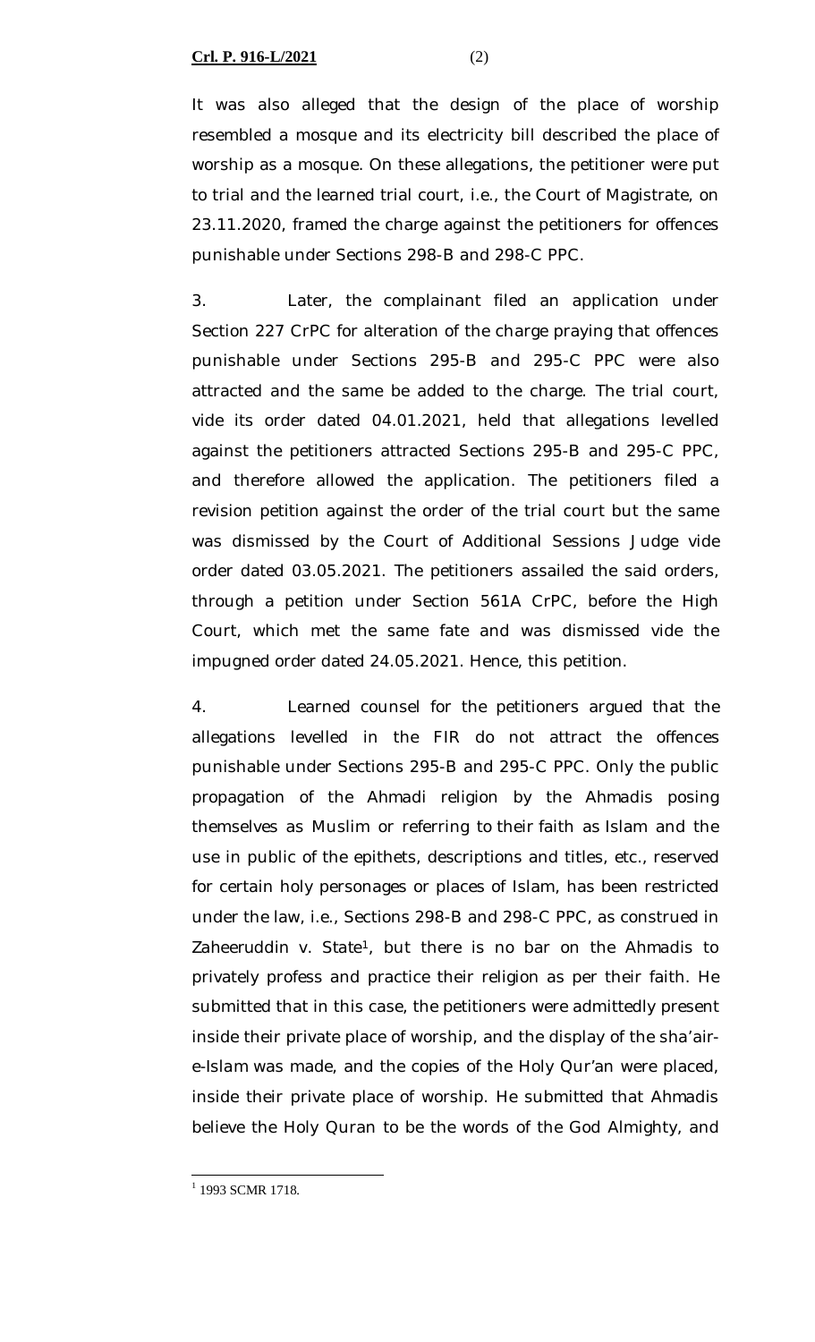It was also alleged that the design of the place of worship resembled a mosque and its electricity bill described the place of worship as a mosque. On these allegations, the petitioner were put to trial and the learned trial court, i.e., the Court of Magistrate, on 23.11.2020, framed the charge against the petitioners for offences punishable under Sections 298-B and 298-C PPC.

3. Later, the complainant filed an application under Section 227 CrPC for alteration of the charge praying that offences punishable under Sections 295-B and 295-C PPC were also attracted and the same be added to the charge. The trial court, vide its order dated 04.01.2021, held that allegations levelled against the petitioners attracted Sections 295-B and 295-C PPC, and therefore allowed the application. The petitioners filed a revision petition against the order of the trial court but the same was dismissed by the Court of Additional Sessions Judge vide order dated 03.05.2021. The petitioners assailed the said orders, through a petition under Section 561A CrPC, before the High Court, which met the same fate and was dismissed vide the impugned order dated 24.05.2021. Hence, this petition.

4. Learned counsel for the petitioners argued that the allegations levelled in the FIR do not attract the offences punishable under Sections 295-B and 295-C PPC. Only the public propagation of the Ahmadi religion by the Ahmadis posing themselves as Muslim or referring to their faith as Islam and the use in public of the epithets, descriptions and titles, etc., reserved for certain holy personages or places of Islam, has been restricted under the law, i.e., Sections 298-B and 298-C PPC, as construed in *Zaheeruddin v. State*[1], but there is no bar on the Ahmadis to privately profess and practice their religion as per their faith. He submitted that in this case, the petitioners were admittedly present inside their private place of worship, and the display of the *sha'air-e-Islam* was made, and the copies of the Holy Qur'an were placed, inside their private place of worship. He submitted that Ahmadis believe the Holy Quran to be the words of the God Almighty, and

---

[1] 1993 SCMR 1718.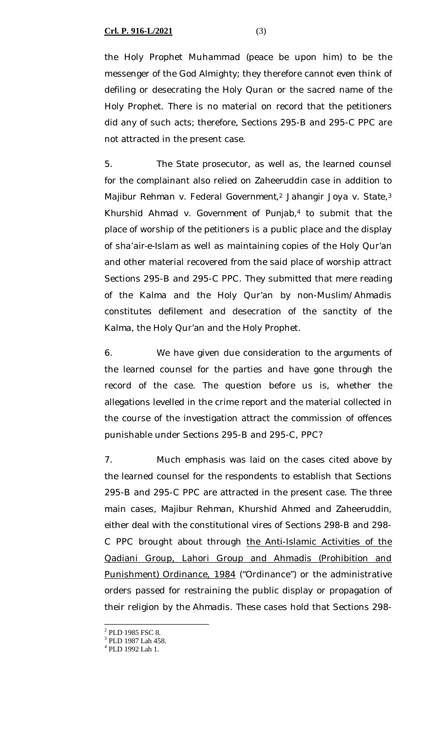the Holy Prophet Muhammad (peace be upon him) to be the messenger of the God Almighty; they therefore cannot even think of defiling or desecrating the Holy Quran or the sacred name of the Holy Prophet. There is no material on record that the petitioners did any of such acts; therefore, Sections 295-B and 295-C PPC are not attracted in the present case.

5. The State prosecutor, as well as, the learned counsel for the complainant also relied on Zaheeruddin case in addition to *Majibur Rehman v. Federal Government*,[2] *Jahangir Joya v. State*,[3] *Khurshid Ahmad v. Government of Punjab*,[4] to submit that the place of worship of the petitioners is a public place and the display of *sha'air-e-Islam* as well as maintaining copies of the Holy Qur'an and other material recovered from the said place of worship attract Sections 295-B and 295-C PPC. They submitted that mere reading of the Kalma and the Holy Qur'an by non-Muslim/Ahmadis constitutes defilement and desecration of the sanctity of the Kalma, the Holy Qur'an and the Holy Prophet.

6. We have given due consideration to the arguments of the learned counsel for the parties and have gone through the record of the case. The question before us is, whether the allegations levelled in the crime report and the material collected in the course of the investigation attract the commission of offences punishable under Sections 295-B and 295-C, PPC?

7. Much emphasis was laid on the cases cited above by the learned counsel for the respondents to establish that Sections 295-B and 295-C PPC are attracted in the present case. The three main cases, Majibur Rehman, Khurshid Ahmed and Zaheeruddin, either deal with the constitutional vires of Sections 298-B and 298-C PPC brought about through the Anti-Islamic Activities of the Qadiani Group, Lahori Group and Ahmadis (Prohibition and Punishment) Ordinance, 1984 ("Ordinance") or the administrative orders passed for restraining the public display or propagation of their religion by the Ahmadis. These cases hold that Sections 298-

---

[2] PLD 1985 FSC 8.

[3] PLD 1987 Lah 458.

[4] PLD 1992 Lah 1.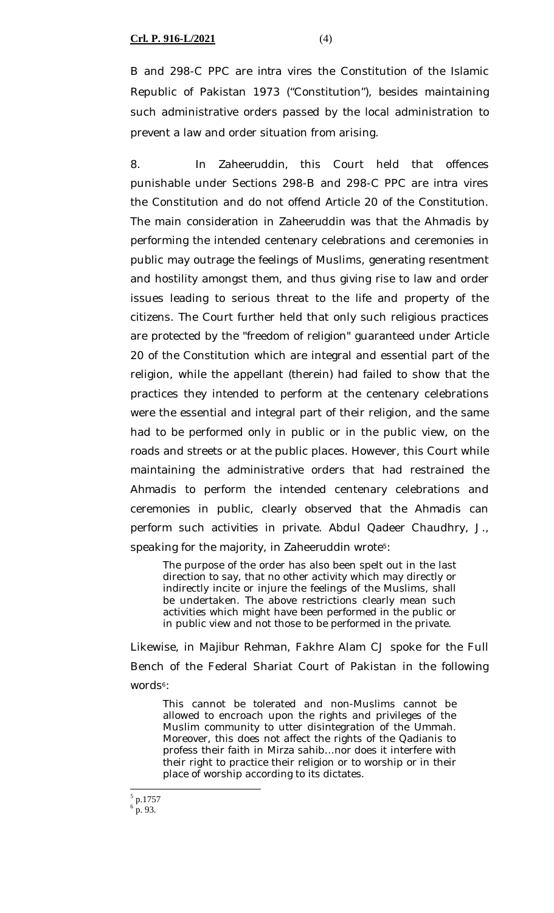B and 298-C PPC are intra vires the Constitution of the Islamic Republic of Pakistan 1973 ("Constitution"), besides maintaining such administrative orders passed by the local administration to prevent a law and order situation from arising.

8. In *Zaheeruddin*, this Court held that offences punishable under Sections 298-B and 298-C PPC are intra vires the Constitution and do not offend Article 20 of the Constitution. The main consideration in *Zaheeruddin* was that the Ahmadis by performing the intended centenary celebrations and ceremonies in public may outrage the feelings of Muslims, generating resentment and hostility amongst them, and thus giving rise to law and order issues leading to serious threat to the life and property of the citizens. The Court further held that only such religious practices are protected by the "freedom of religion" guaranteed under Article 20 of the Constitution which are integral and essential part of the religion, while the appellant (therein) had failed to show that the practices they intended to perform at the centenary celebrations were the essential and integral part of their religion, and the same had to be performed only in public or in the public view, on the roads and streets or at the public places. However, this Court while maintaining the administrative orders that had restrained the Ahmadis to perform the intended centenary celebrations and ceremonies in public, clearly observed that the Ahmadis can perform such activities in private. Abdul Qadeer Chaudhry, J., speaking for the majority, in *Zaheeruddin* wrote[5]:

> The purpose of the order has also been spelt out in the last direction to say, that no other activity which may directly or indirectly incite or injure the feelings of the Muslims, shall be undertaken. The above restrictions clearly mean such activities which might have been performed in the public or in public view and not those to be performed in the private.

Likewise, in *Majibur Rehman*, Fakhre Alam CJ spoke for the Full Bench of the Federal Shariat Court of Pakistan in the following words[6]:

> This cannot be tolerated and non-Muslims cannot be allowed to encroach upon the rights and privileges of the Muslim community to utter disintegration of the Ummah. Moreover, this does not affect the rights of the Qadianis to profess their faith in Mirza sahib…nor does it interfere with their right to practice their religion or to worship or in their place of worship according to its dictates.

[5] p.1757
[6] p. 93.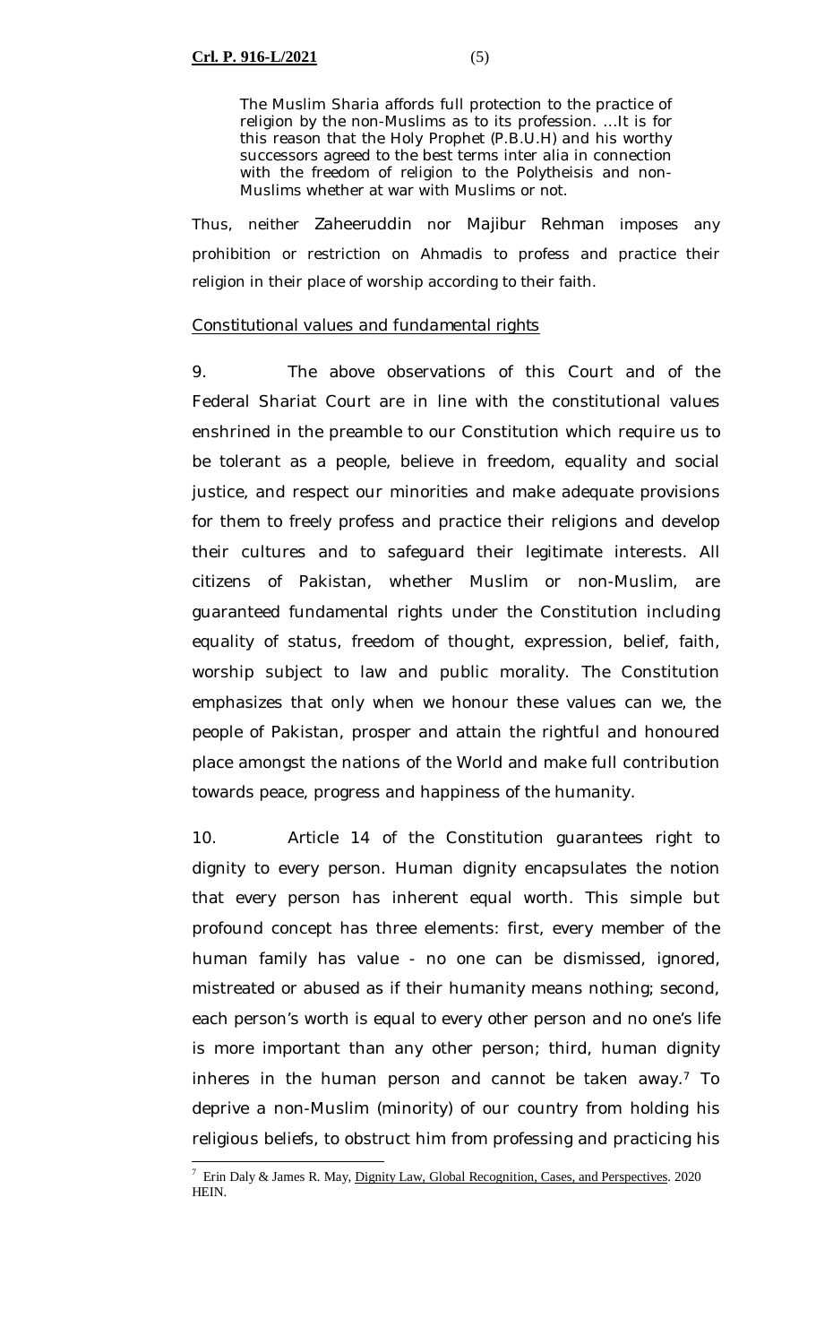> The Muslim Sharia affords full protection to the practice of religion by the non-Muslims as to its profession. …It is for this reason that the Holy Prophet (P.B.U.H) and his worthy successors agreed to the best terms inter alia in connection with the freedom of religion to the Polytheisis and non-Muslims whether at war with Muslims or not.

Thus, neither *Zaheeruddin* nor *Majibur Rehman* imposes any prohibition or restriction on Ahmadis to profess and practice their religion in their place of worship according to their faith.

*Constitutional values and fundamental rights*

9. The above observations of this Court and of the Federal Shariat Court are in line with the constitutional values enshrined in the preamble to our Constitution which require us to be tolerant as a people, believe in freedom, equality and social justice, and respect our minorities and make adequate provisions for them to freely profess and practice their religions and develop their cultures and to safeguard their legitimate interests. All citizens of Pakistan, whether Muslim or non-Muslim, are guaranteed fundamental rights under the Constitution including equality of status, freedom of thought, expression, belief, faith, worship subject to law and public morality. The Constitution emphasizes that only when we honour these values can we, the people of Pakistan, prosper and attain the rightful and honoured place amongst the nations of the World and make full contribution towards peace, progress and happiness of the humanity.

10. Article 14 of the Constitution guarantees right to dignity to every person. Human dignity encapsulates the notion that every person has inherent equal worth. This simple but profound concept has three elements: first, every member of the human family has value - no one can be dismissed, ignored, mistreated or abused as if their humanity means nothing; second, each person's worth is equal to every other person and no one's life is more important than any other person; third, human dignity inheres in the human person and cannot be taken away.[7] To deprive a non-Muslim (minority) of our country from holding his religious beliefs, to obstruct him from professing and practicing his

---

[7] Erin Daly & James R. May, Dignity Law, Global Recognition, Cases, and Perspectives. 2020 HEIN.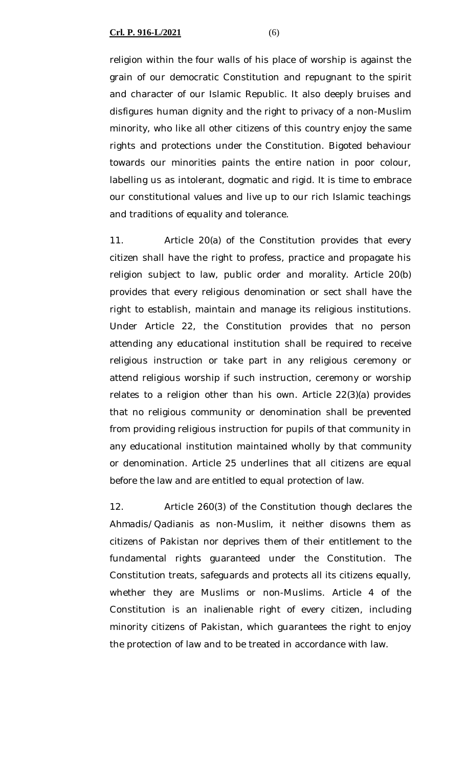religion within the four walls of his place of worship is against the grain of our democratic Constitution and repugnant to the spirit and character of our Islamic Republic. It also deeply bruises and disfigures human dignity and the right to privacy of a non-Muslim minority, who like all other citizens of this country enjoy the same rights and protections under the Constitution. Bigoted behaviour towards our minorities paints the entire nation in poor colour, labelling us as intolerant, dogmatic and rigid. It is time to embrace our constitutional values and live up to our rich Islamic teachings and traditions of equality and tolerance.

11. Article 20(a) of the Constitution provides that every citizen shall have the right to profess, practice and propagate his religion subject to law, public order and morality. Article 20(b) provides that every religious denomination or sect shall have the right to establish, maintain and manage its religious institutions. Under Article 22, the Constitution provides that no person attending any educational institution shall be required to receive religious instruction or take part in any religious ceremony or attend religious worship if such instruction, ceremony or worship relates to a religion other than his own. Article 22(3)(a) provides that no religious community or denomination shall be prevented from providing religious instruction for pupils of that community in any educational institution maintained wholly by that community or denomination. Article 25 underlines that all citizens are equal before the law and are entitled to equal protection of law.

12. Article 260(3) of the Constitution though declares the Ahmadis/Qadianis as non-Muslim, it neither disowns them as citizens of Pakistan nor deprives them of their entitlement to the fundamental rights guaranteed under the Constitution. The Constitution treats, safeguards and protects all its citizens equally, whether they are Muslims or non-Muslims. Article 4 of the Constitution is an inalienable right of every citizen, including minority citizens of Pakistan, which guarantees the right to enjoy the protection of law and to be treated in accordance with law.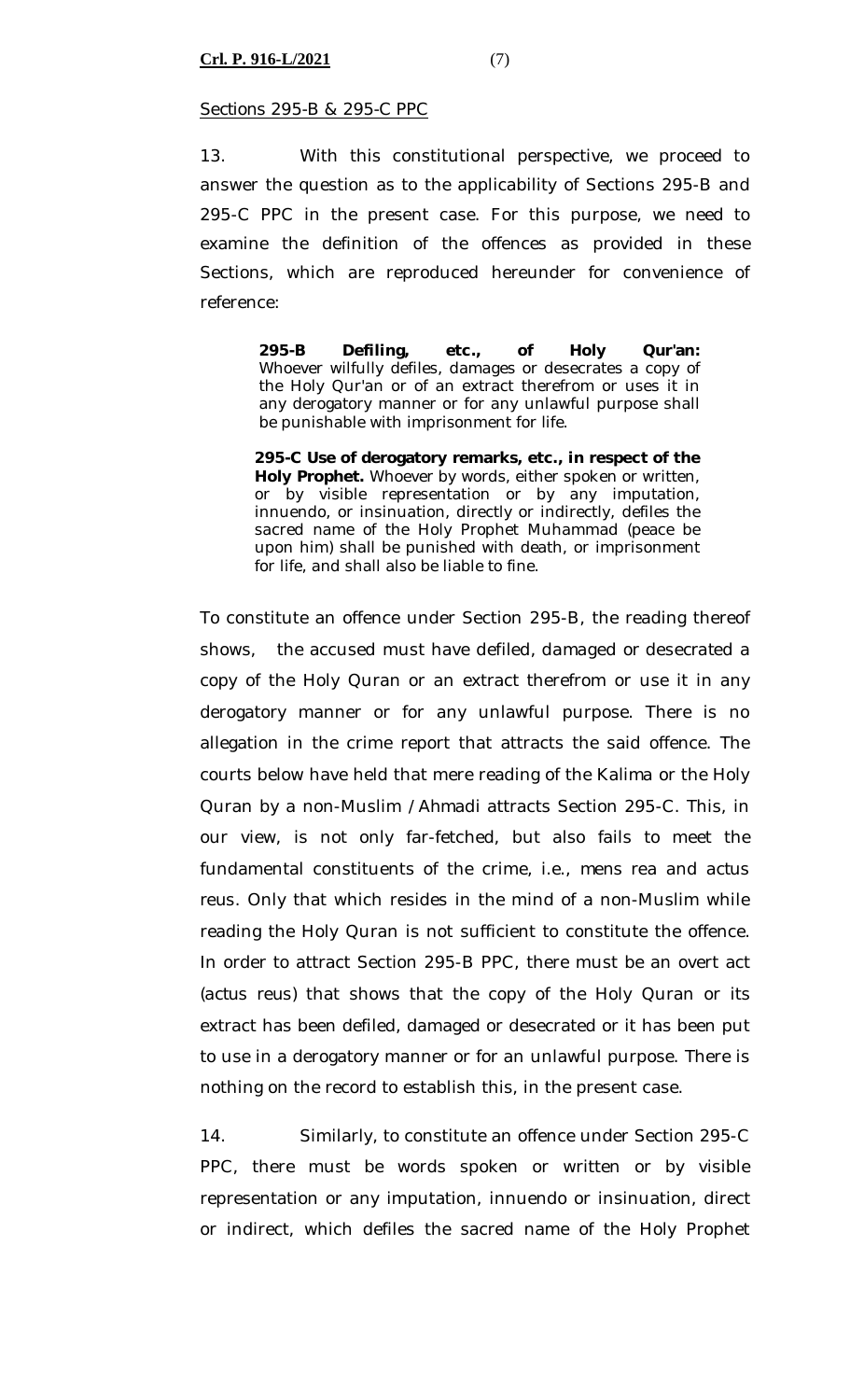Sections 295-B & 295-C PPC

13. With this constitutional perspective, we proceed to answer the question as to the applicability of Sections 295-B and 295-C PPC in the present case. For this purpose, we need to examine the definition of the offences as provided in these Sections, which are reproduced hereunder for convenience of reference:

> **295-B Defiling, etc., of Holy Qur'an:** Whoever wilfully defiles, damages or desecrates a copy of the Holy Qur'an or of an extract therefrom or uses it in any derogatory manner or for any unlawful purpose shall be punishable with imprisonment for life.
>
> **295-C Use of derogatory remarks, etc., in respect of the Holy Prophet.** Whoever by words, either spoken or written, or by visible representation or by any imputation, innuendo, or insinuation, directly or indirectly, defiles the sacred name of the Holy Prophet Muhammad (peace be upon him) shall be punished with death, or imprisonment for life, and shall also be liable to fine.

To constitute an offence under Section 295-B, the reading thereof shows, the accused must have defiled, damaged or desecrated a copy of the Holy Quran or an extract therefrom or use it in any derogatory manner or for any unlawful purpose. There is no allegation in the crime report that attracts the said offence. The courts below have held that mere reading of the Kalima or the Holy Quran by a non-Muslim / Ahmadi attracts Section 295-C. This, in our view, is not only far-fetched, but also fails to meet the fundamental constituents of the crime, i.e., mens rea and actus reus. Only that which resides in the mind of a non-Muslim while reading the Holy Quran is not sufficient to constitute the offence. In order to attract Section 295-B PPC, there must be an overt act (actus reus) that shows that the copy of the Holy Quran or its extract has been defiled, damaged or desecrated or it has been put to use in a derogatory manner or for an unlawful purpose. There is nothing on the record to establish this, in the present case.

14. Similarly, to constitute an offence under Section 295-C PPC, there must be words spoken or written or by visible representation or any imputation, innuendo or insinuation, direct or indirect, which defiles the sacred name of the Holy Prophet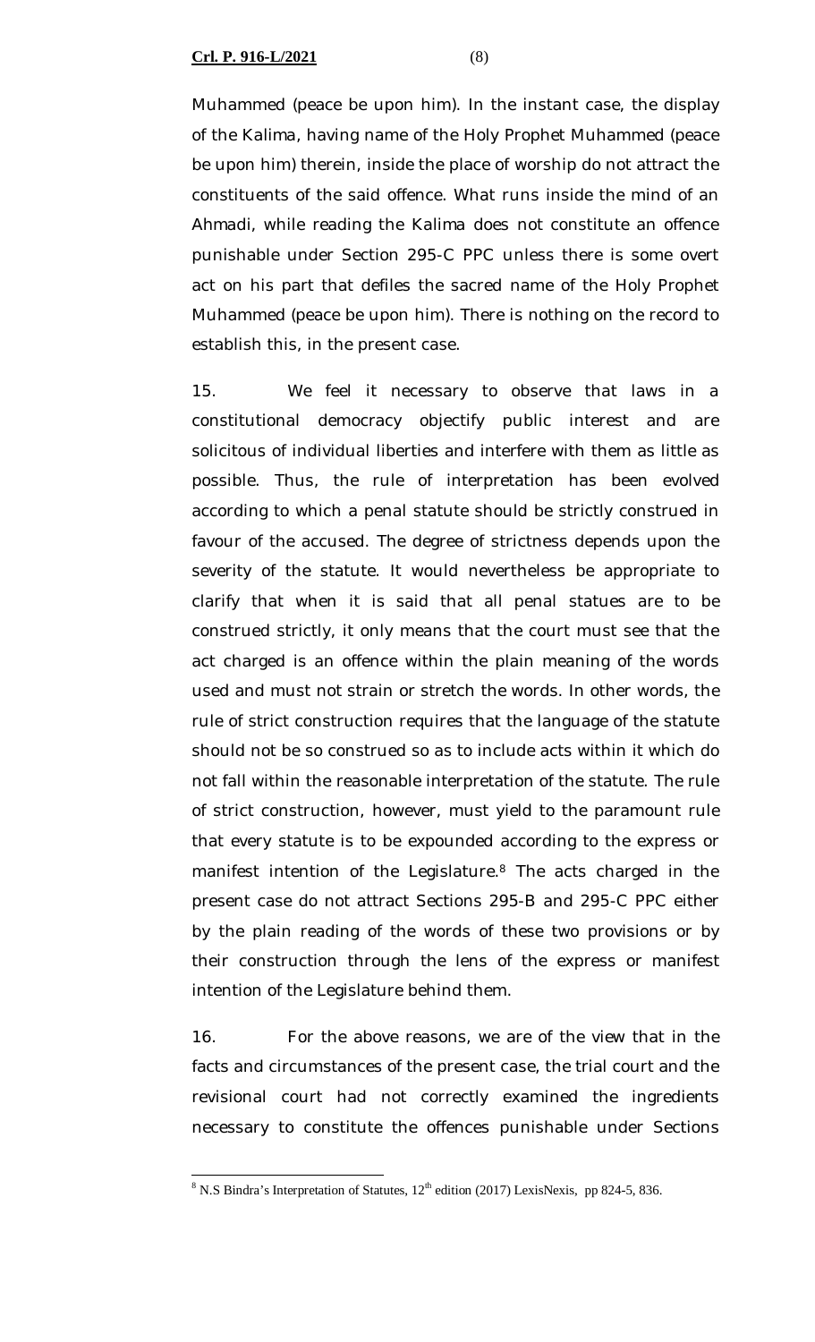Muhammed (peace be upon him). In the instant case, the display of the Kalima, having name of the Holy Prophet Muhammed (peace be upon him) therein, inside the place of worship do not attract the constituents of the said offence. What runs inside the mind of an Ahmadi, while reading the Kalima does not constitute an offence punishable under Section 295-C PPC unless there is some overt act on his part that defiles the sacred name of the Holy Prophet Muhammed (peace be upon him). There is nothing on the record to establish this, in the present case.

15. We feel it necessary to observe that laws in a constitutional democracy objectify public interest and are solicitous of individual liberties and interfere with them as little as possible. Thus, the rule of interpretation has been evolved according to which a penal statute should be strictly construed in favour of the accused. The degree of strictness depends upon the severity of the statute. It would nevertheless be appropriate to clarify that when it is said that all penal statues are to be construed strictly, it only means that the court must see that the act charged is an offence within the plain meaning of the words used and must not strain or stretch the words. In other words, the rule of strict construction requires that the language of the statute should not be so construed so as to include acts within it which do not fall within the reasonable interpretation of the statute. The rule of strict construction, however, must yield to the paramount rule that every statute is to be expounded according to the express or manifest intention of the Legislature.[8] The acts charged in the present case do not attract Sections 295-B and 295-C PPC either by the plain reading of the words of these two provisions or by their construction through the lens of the express or manifest intention of the Legislature behind them.

16. For the above reasons, we are of the view that in the facts and circumstances of the present case, the trial court and the revisional court had not correctly examined the ingredients necessary to constitute the offences punishable under Sections

---

[8] N.S Bindra's Interpretation of Statutes, 12th edition (2017) LexisNexis, pp 824-5, 836.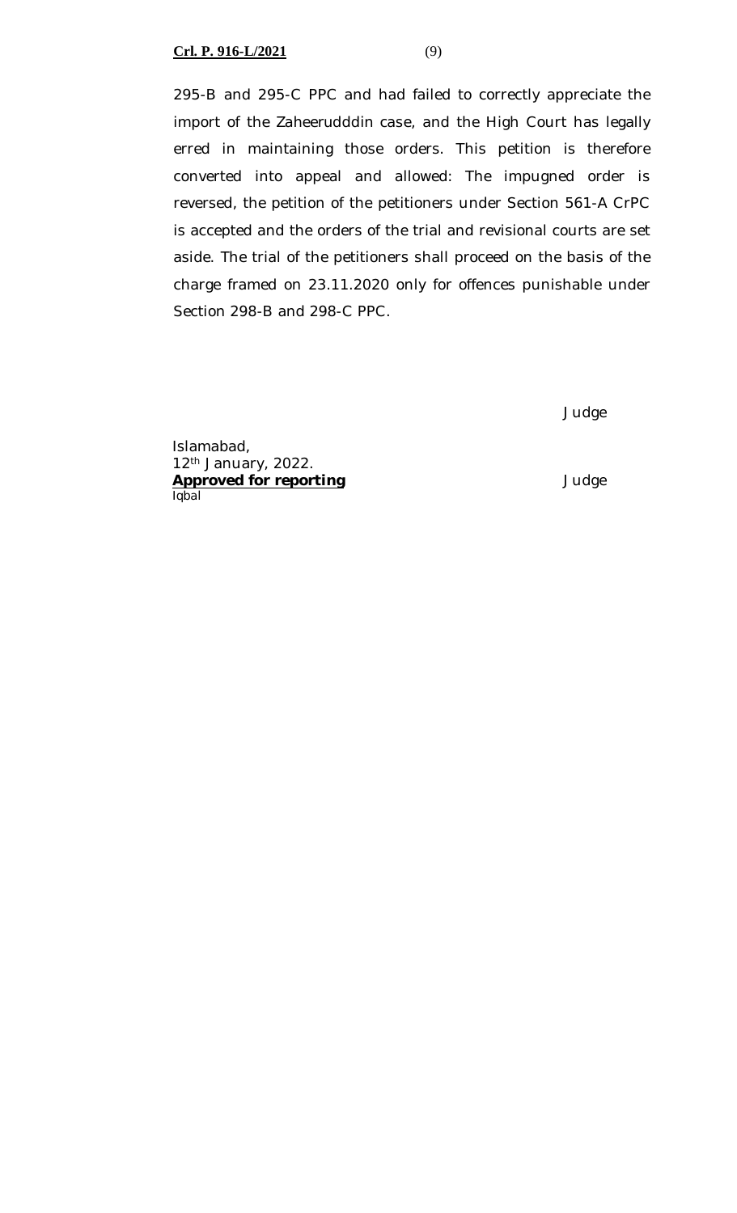295-B and 295-C PPC and had failed to correctly appreciate the import of the Zaheerudddin case, and the High Court has legally erred in maintaining those orders. This petition is therefore converted into appeal and allowed: The impugned order is reversed, the petition of the petitioners under Section 561-A CrPC is accepted and the orders of the trial and revisional courts are set aside. The trial of the petitioners shall proceed on the basis of the charge framed on 23.11.2020 only for offences punishable under Section 298-B and 298-C PPC.

Judge

Islamabad,
12th January, 2022.
**Approved for reporting**

Judge

Iqbal